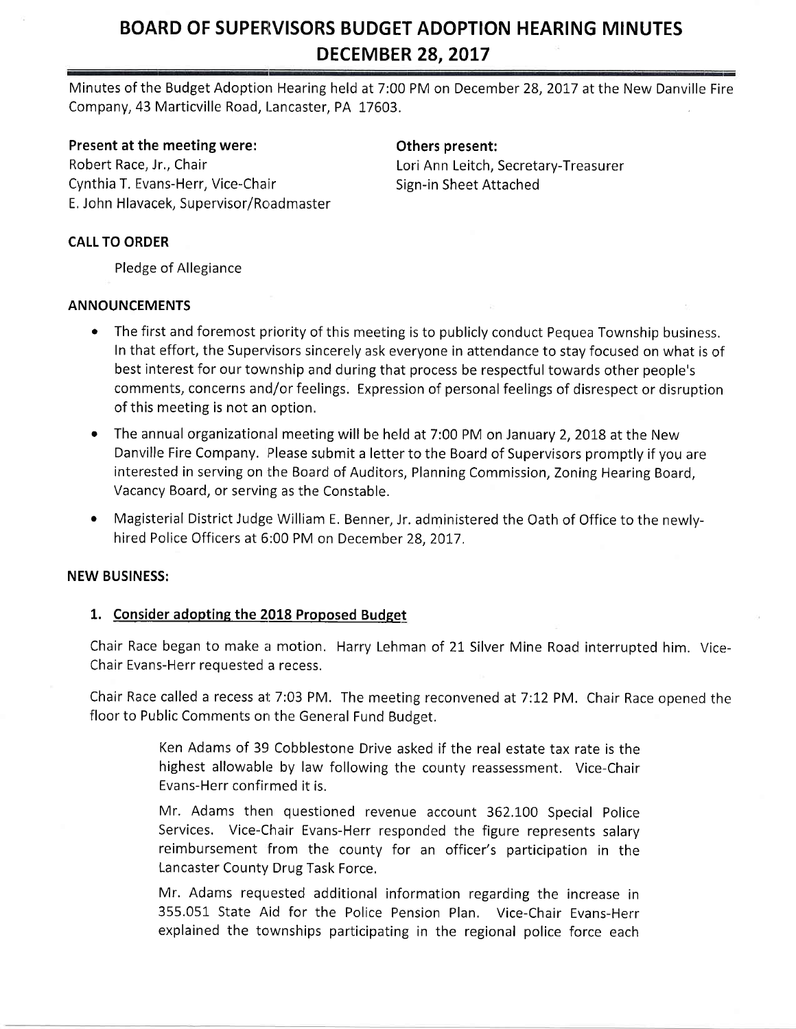# BOARD OF SUPERVISORS BUDGET ADOPTION HEARING MINUTES
# DECEMBER 28, 2017

Minutes of the Budget Adoption Hearing held at 7:00 PM on December 28, 2017 at the New Danville Fire Company, 43 Marticville Road, Lancaster, PA 17603.

**Present at the meeting were:**
Robert Race, Jr., Chair
Cynthia T. Evans-Herr, Vice-Chair
E. John Hlavacek, Supervisor/Roadmaster

**Others present:**
Lori Ann Leitch, Secretary-Treasurer
Sign-in Sheet Attached

**CALL TO ORDER**

Pledge of Allegiance

**ANNOUNCEMENTS**

- The first and foremost priority of this meeting is to publicly conduct Pequea Township business. In that effort, the Supervisors sincerely ask everyone in attendance to stay focused on what is of best interest for our township and during that process be respectful towards other people's comments, concerns and/or feelings. Expression of personal feelings of disrespect or disruption of this meeting is not an option.
- The annual organizational meeting will be held at 7:00 PM on January 2, 2018 at the New Danville Fire Company. Please submit a letter to the Board of Supervisors promptly if you are interested in serving on the Board of Auditors, Planning Commission, Zoning Hearing Board, Vacancy Board, or serving as the Constable.
- Magisterial District Judge William E. Benner, Jr. administered the Oath of Office to the newly-hired Police Officers at 6:00 PM on December 28, 2017.

**NEW BUSINESS:**

**1. Consider adopting the 2018 Proposed Budget**

Chair Race began to make a motion. Harry Lehman of 21 Silver Mine Road interrupted him. Vice-Chair Evans-Herr requested a recess.

Chair Race called a recess at 7:03 PM. The meeting reconvened at 7:12 PM. Chair Race opened the floor to Public Comments on the General Fund Budget.

> Ken Adams of 39 Cobblestone Drive asked if the real estate tax rate is the highest allowable by law following the county reassessment. Vice-Chair Evans-Herr confirmed it is.
>
> Mr. Adams then questioned revenue account 362.100 Special Police Services. Vice-Chair Evans-Herr responded the figure represents salary reimbursement from the county for an officer's participation in the Lancaster County Drug Task Force.
>
> Mr. Adams requested additional information regarding the increase in 355.051 State Aid for the Police Pension Plan. Vice-Chair Evans-Herr explained the townships participating in the regional police force each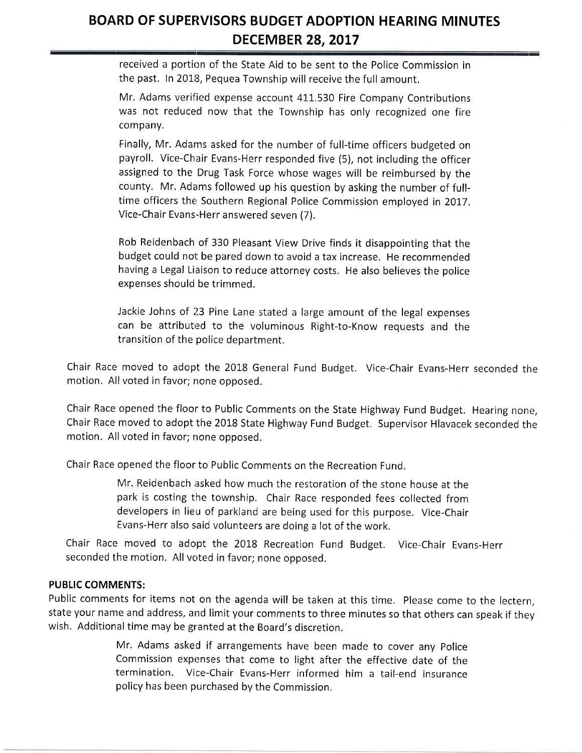received a portion of the State Aid to be sent to the Police Commission in the past. In 2018, Pequea Township will receive the full amount.

Mr. Adams verified expense account 411.530 Fire Company Contributions was not reduced now that the Township has only recognized one fire company.

Finally, Mr. Adams asked for the number of full-time officers budgeted on payroll. Vice-Chair Evans-Herr responded five (5), not including the officer assigned to the Drug Task Force whose wages will be reimbursed by the county. Mr. Adams followed up his question by asking the number of full-time officers the Southern Regional Police Commission employed in 2017. Vice-Chair Evans-Herr answered seven (7).

Rob Reidenbach of 330 Pleasant View Drive finds it disappointing that the budget could not be pared down to avoid a tax increase. He recommended having a Legal Liaison to reduce attorney costs. He also believes the police expenses should be trimmed.

Jackie Johns of 23 Pine Lane stated a large amount of the legal expenses can be attributed to the voluminous Right-to-Know requests and the transition of the police department.

Chair Race moved to adopt the 2018 General Fund Budget. Vice-Chair Evans-Herr seconded the motion. All voted in favor; none opposed.

Chair Race opened the floor to Public Comments on the State Highway Fund Budget. Hearing none, Chair Race moved to adopt the 2018 State Highway Fund Budget. Supervisor Hlavacek seconded the motion. All voted in favor; none opposed.

Chair Race opened the floor to Public Comments on the Recreation Fund.

Mr. Reidenbach asked how much the restoration of the stone house at the park is costing the township. Chair Race responded fees collected from developers in lieu of parkland are being used for this purpose. Vice-Chair Evans-Herr also said volunteers are doing a lot of the work.

Chair Race moved to adopt the 2018 Recreation Fund Budget. Vice-Chair Evans-Herr seconded the motion. All voted in favor; none opposed.

**PUBLIC COMMENTS:**

Public comments for items not on the agenda will be taken at this time. Please come to the lectern, state your name and address, and limit your comments to three minutes so that others can speak if they wish. Additional time may be granted at the Board's discretion.

Mr. Adams asked if arrangements have been made to cover any Police Commission expenses that come to light after the effective date of the termination. Vice-Chair Evans-Herr informed him a tail-end insurance policy has been purchased by the Commission.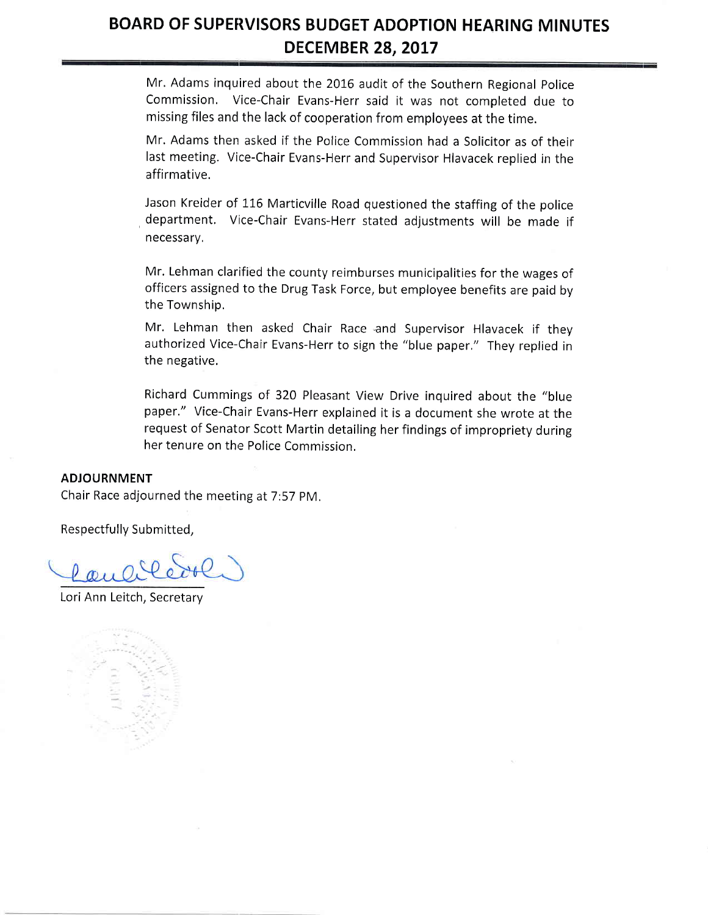Mr. Adams inquired about the 2016 audit of the Southern Regional Police Commission. Vice-Chair Evans-Herr said it was not completed due to missing files and the lack of cooperation from employees at the time.

Mr. Adams then asked if the Police Commission had a Solicitor as of their last meeting. Vice-Chair Evans-Herr and Supervisor Hlavacek replied in the affirmative.

Jason Kreider of 116 Marticville Road questioned the staffing of the police department. Vice-Chair Evans-Herr stated adjustments will be made if necessary.

Mr. Lehman clarified the county reimburses municipalities for the wages of officers assigned to the Drug Task Force, but employee benefits are paid by the Township.

Mr. Lehman then asked Chair Race and Supervisor Hlavacek if they authorized Vice-Chair Evans-Herr to sign the "blue paper." They replied in the negative.

Richard Cummings of 320 Pleasant View Drive inquired about the "blue paper." Vice-Chair Evans-Herr explained it is a document she wrote at the request of Senator Scott Martin detailing her findings of impropriety during her tenure on the Police Commission.

**ADJOURNMENT**

Chair Race adjourned the meeting at 7:57 PM.

Respectfully Submitted,

Lori Ann Leitch, Secretary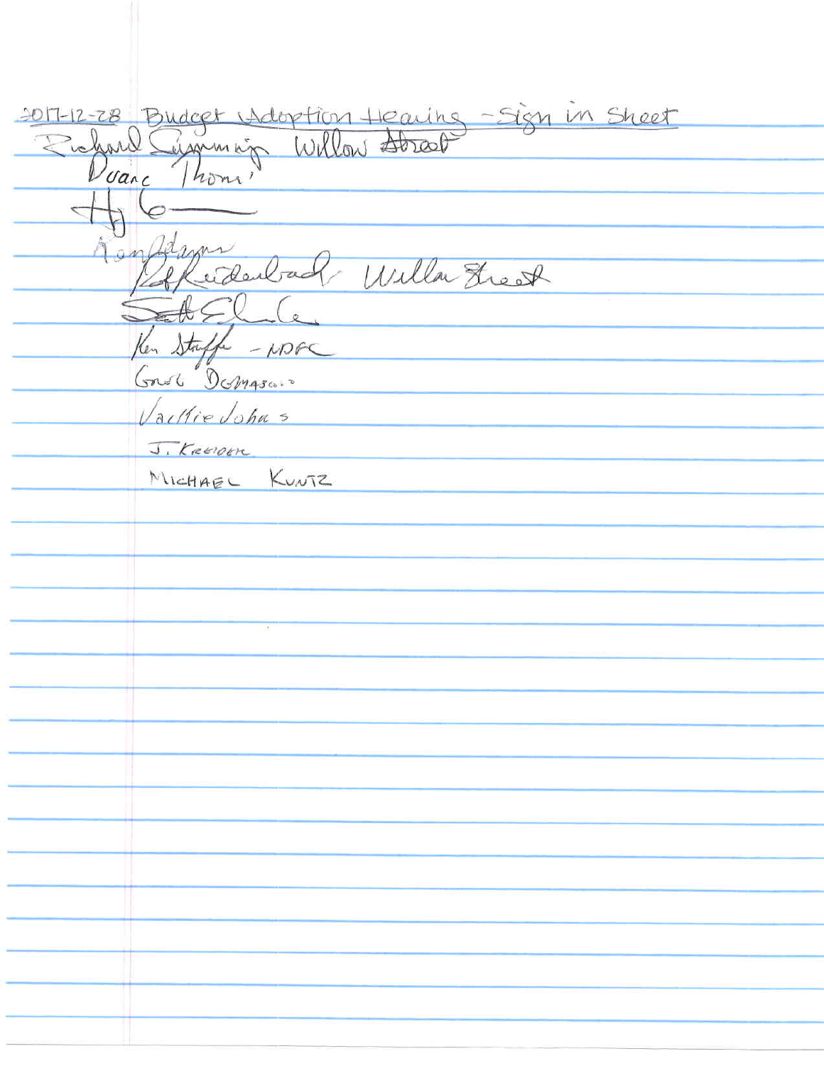2017-12-28 Budget Adoption Hearing - Sign in Sheet

Richard Cummings Willow Street

Duane Thomas

Hy G—

Ron Adams

Rob Reidenbach Willow Street

Seth Ehle

Ken Stauffer - NDPC

Carol Domasco

Jackie Johns

J. Kreider

MICHAEL KUNTZ